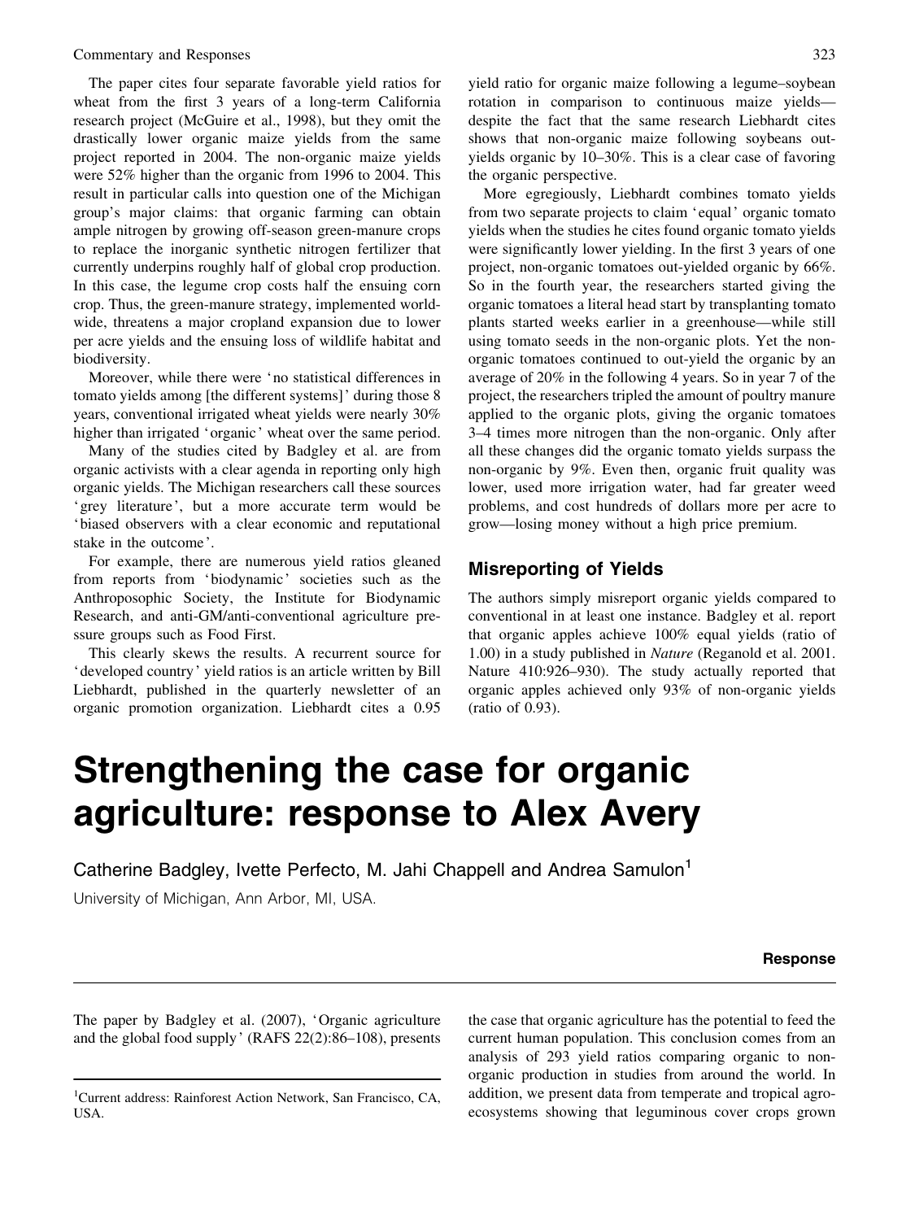The paper cites four separate favorable yield ratios for wheat from the first 3 years of a long-term California research project (McGuire et al., 1998), but they omit the drastically lower organic maize yields from the same project reported in 2004. The non-organic maize yields were 52% higher than the organic from 1996 to 2004. This result in particular calls into question one of the Michigan group's major claims: that organic farming can obtain ample nitrogen by growing off-season green-manure crops to replace the inorganic synthetic nitrogen fertilizer that currently underpins roughly half of global crop production. In this case, the legume crop costs half the ensuing corn crop. Thus, the green-manure strategy, implemented worldwide, threatens a major cropland expansion due to lower per acre yields and the ensuing loss of wildlife habitat and biodiversity.

Moreover, while there were 'no statistical differences in tomato yields among [the different systems]' during those 8 years, conventional irrigated wheat yields were nearly 30% higher than irrigated 'organic' wheat over the same period.

Many of the studies cited by Badgley et al. are from organic activists with a clear agenda in reporting only high organic yields. The Michigan researchers call these sources 'grey literature', but a more accurate term would be 'biased observers with a clear economic and reputational stake in the outcome'.

For example, there are numerous yield ratios gleaned from reports from 'biodynamic' societies such as the Anthroposophic Society, the Institute for Biodynamic Research, and anti-GM/anti-conventional agriculture pressure groups such as Food First.

This clearly skews the results. A recurrent source for 'developed country' yield ratios is an article written by Bill Liebhardt, published in the quarterly newsletter of an organic promotion organization. Liebhardt cites a 0.95 yield ratio for organic maize following a legume–soybean rotation in comparison to continuous maize yields—despite the fact that the same research Liebhardt cites shows that non-organic maize following soybeans out-yields organic by 10–30%. This is a clear case of favoring the organic perspective.

More egregiously, Liebhardt combines tomato yields from two separate projects to claim 'equal' organic tomato yields when the studies he cites found organic tomato yields were significantly lower yielding. In the first 3 years of one project, non-organic tomatoes out-yielded organic by 66%. So in the fourth year, the researchers started giving the organic tomatoes a literal head start by transplanting tomato plants started weeks earlier in a greenhouse—while still using tomato seeds in the non-organic plots. Yet the non-organic tomatoes continued to out-yield the organic by an average of 20% in the following 4 years. So in year 7 of the project, the researchers tripled the amount of poultry manure applied to the organic plots, giving the organic tomatoes 3–4 times more nitrogen than the non-organic. Only after all these changes did the organic tomato yields surpass the non-organic by 9%. Even then, organic fruit quality was lower, used more irrigation water, had far greater weed problems, and cost hundreds of dollars more per acre to grow—losing money without a high price premium.

## Misreporting of Yields

The authors simply misreport organic yields compared to conventional in at least one instance. Badgley et al. report that organic apples achieve 100% equal yields (ratio of 1.00) in a study published in *Nature* (Reganold et al. 2001. Nature 410:926–930). The study actually reported that organic apples achieved only 93% of non-organic yields (ratio of 0.93).

# Strengthening the case for organic agriculture: response to Alex Avery

Catherine Badgley, Ivette Perfecto, M. Jahi Chappell and Andrea Samulon[1]

University of Michigan, Ann Arbor, MI, USA.

**Response**

The paper by Badgley et al. (2007), 'Organic agriculture and the global food supply' (RAFS 22(2):86–108), presents the case that organic agriculture has the potential to feed the current human population. This conclusion comes from an analysis of 293 yield ratios comparing organic to non-organic production in studies from around the world. In addition, we present data from temperate and tropical agroecosystems showing that leguminous cover crops grown

[1]Current address: Rainforest Action Network, San Francisco, CA, USA.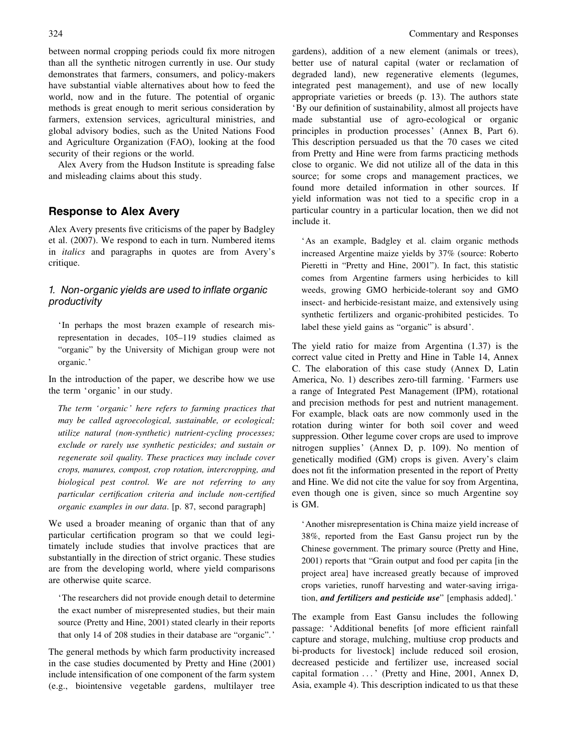between normal cropping periods could fix more nitrogen than all the synthetic nitrogen currently in use. Our study demonstrates that farmers, consumers, and policy-makers have substantial viable alternatives about how to feed the world, now and in the future. The potential of organic methods is great enough to merit serious consideration by farmers, extension services, agricultural ministries, and global advisory bodies, such as the United Nations Food and Agriculture Organization (FAO), looking at the food security of their regions or the world.

Alex Avery from the Hudson Institute is spreading false and misleading claims about this study.

## Response to Alex Avery

Alex Avery presents five criticisms of the paper by Badgley et al. (2007). We respond to each in turn. Numbered items in *italics* and paragraphs in quotes are from Avery's critique.

### *1. Non-organic yields are used to inflate organic productivity*

> 'In perhaps the most brazen example of research misrepresentation in decades, 105–119 studies claimed as "organic" by the University of Michigan group were not organic.'

In the introduction of the paper, we describe how we use the term 'organic' in our study.

> *The term 'organic' here refers to farming practices that may be called agroecological, sustainable, or ecological; utilize natural (non-synthetic) nutrient-cycling processes; exclude or rarely use synthetic pesticides; and sustain or regenerate soil quality. These practices may include cover crops, manures, compost, crop rotation, intercropping, and biological pest control. We are not referring to any particular certification criteria and include non-certified organic examples in our data*. [p. 87, second paragraph]

We used a broader meaning of organic than that of any particular certification program so that we could legitimately include studies that involve practices that are substantially in the direction of strict organic. These studies are from the developing world, where yield comparisons are otherwise quite scarce.

> 'The researchers did not provide enough detail to determine the exact number of misrepresented studies, but their main source (Pretty and Hine, 2001) stated clearly in their reports that only 14 of 208 studies in their database are "organic".'

The general methods by which farm productivity increased in the case studies documented by Pretty and Hine (2001) include intensification of one component of the farm system (e.g., biointensive vegetable gardens, multilayer tree gardens), addition of a new element (animals or trees), better use of natural capital (water or reclamation of degraded land), new regenerative elements (legumes, integrated pest management), and use of new locally appropriate varieties or breeds (p. 13). The authors state 'By our definition of sustainability, almost all projects have made substantial use of agro-ecological or organic principles in production processes' (Annex B, Part 6). This description persuaded us that the 70 cases we cited from Pretty and Hine were from farms practicing methods close to organic. We did not utilize all of the data in this source; for some crops and management practices, we found more detailed information in other sources. If yield information was not tied to a specific crop in a particular country in a particular location, then we did not include it.

> 'As an example, Badgley et al. claim organic methods increased Argentine maize yields by 37% (source: Roberto Pieretti in "Pretty and Hine, 2001"). In fact, this statistic comes from Argentine farmers using herbicides to kill weeds, growing GMO herbicide-tolerant soy and GMO insect- and herbicide-resistant maize, and extensively using synthetic fertilizers and organic-prohibited pesticides. To label these yield gains as "organic" is absurd'.

The yield ratio for maize from Argentina (1.37) is the correct value cited in Pretty and Hine in Table 14, Annex C. The elaboration of this case study (Annex D, Latin America, No. 1) describes zero-till farming. 'Farmers use a range of Integrated Pest Management (IPM), rotational and precision methods for pest and nutrient management. For example, black oats are now commonly used in the rotation during winter for both soil cover and weed suppression. Other legume cover crops are used to improve nitrogen supplies' (Annex D, p. 109). No mention of genetically modified (GM) crops is given. Avery's claim does not fit the information presented in the report of Pretty and Hine. We did not cite the value for soy from Argentina, even though one is given, since so much Argentine soy is GM.

> 'Another misrepresentation is China maize yield increase of 38%, reported from the East Gansu project run by the Chinese government. The primary source (Pretty and Hine, 2001) reports that "Grain output and food per capita [in the project area] have increased greatly because of improved crops varieties, runoff harvesting and water-saving irrigation, ***and fertilizers and pesticide use***" [emphasis added].'

The example from East Gansu includes the following passage: 'Additional benefits [of more efficient rainfall capture and storage, mulching, multiuse crop products and bi-products for livestock] include reduced soil erosion, decreased pesticide and fertilizer use, increased social capital formation ...' (Pretty and Hine, 2001, Annex D, Asia, example 4). This description indicated to us that these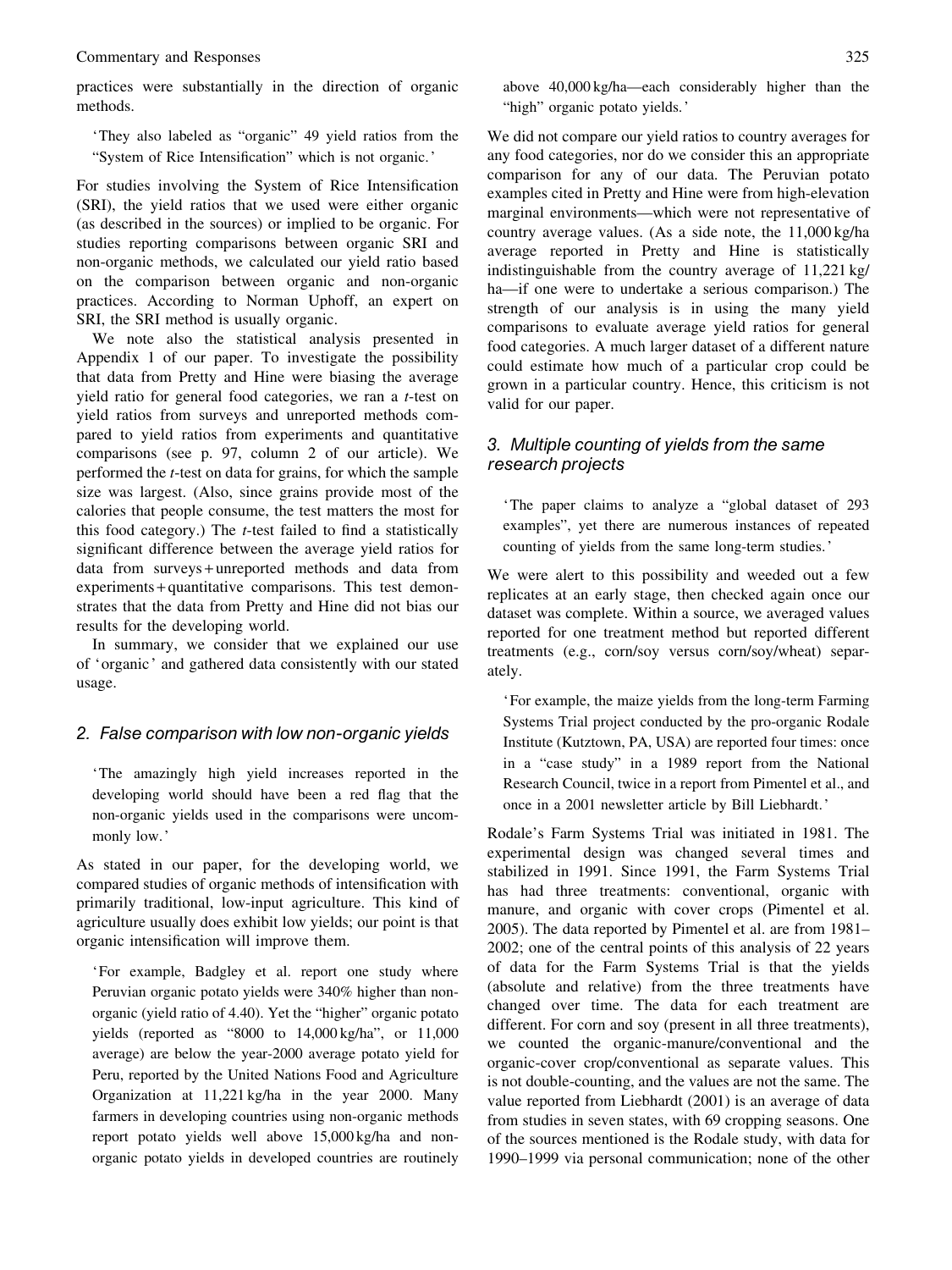practices were substantially in the direction of organic methods.

> 'They also labeled as "organic" 49 yield ratios from the "System of Rice Intensification" which is not organic.'

For studies involving the System of Rice Intensification (SRI), the yield ratios that we used were either organic (as described in the sources) or implied to be organic. For studies reporting comparisons between organic SRI and non-organic methods, we calculated our yield ratio based on the comparison between organic and non-organic practices. According to Norman Uphoff, an expert on SRI, the SRI method is usually organic.

We note also the statistical analysis presented in Appendix 1 of our paper. To investigate the possibility that data from Pretty and Hine were biasing the average yield ratio for general food categories, we ran a *t*-test on yield ratios from surveys and unreported methods compared to yield ratios from experiments and quantitative comparisons (see p. 97, column 2 of our article). We performed the *t*-test on data for grains, for which the sample size was largest. (Also, since grains provide most of the calories that people consume, the test matters the most for this food category.) The *t*-test failed to find a statistically significant difference between the average yield ratios for data from surveys + unreported methods and data from experiments + quantitative comparisons. This test demonstrates that the data from Pretty and Hine did not bias our results for the developing world.

In summary, we consider that we explained our use of 'organic' and gathered data consistently with our stated usage.

### 2. False comparison with low non-organic yields

> 'The amazingly high yield increases reported in the developing world should have been a red flag that the non-organic yields used in the comparisons were uncommonly low.'

As stated in our paper, for the developing world, we compared studies of organic methods of intensification with primarily traditional, low-input agriculture. This kind of agriculture usually does exhibit low yields; our point is that organic intensification will improve them.

> 'For example, Badgley et al. report one study where Peruvian organic potato yields were 340% higher than non-organic (yield ratio of 4.40). Yet the "higher" organic potato yields (reported as "8000 to 14,000 kg/ha", or 11,000 average) are below the year-2000 average potato yield for Peru, reported by the United Nations Food and Agriculture Organization at 11,221 kg/ha in the year 2000. Many farmers in developing countries using non-organic methods report potato yields well above 15,000 kg/ha and non-organic potato yields in developed countries are routinely above 40,000 kg/ha—each considerably higher than the "high" organic potato yields.'

We did not compare our yield ratios to country averages for any food categories, nor do we consider this an appropriate comparison for any of our data. The Peruvian potato examples cited in Pretty and Hine were from high-elevation marginal environments—which were not representative of country average values. (As a side note, the 11,000 kg/ha average reported in Pretty and Hine is statistically indistinguishable from the country average of 11,221 kg/ha—if one were to undertake a serious comparison.) The strength of our analysis is in using the many yield comparisons to evaluate average yield ratios for general food categories. A much larger dataset of a different nature could estimate how much of a particular crop could be grown in a particular country. Hence, this criticism is not valid for our paper.

### 3. Multiple counting of yields from the same research projects

> 'The paper claims to analyze a "global dataset of 293 examples", yet there are numerous instances of repeated counting of yields from the same long-term studies.'

We were alert to this possibility and weeded out a few replicates at an early stage, then checked again once our dataset was complete. Within a source, we averaged values reported for one treatment method but reported different treatments (e.g., corn/soy versus corn/soy/wheat) separately.

> 'For example, the maize yields from the long-term Farming Systems Trial project conducted by the pro-organic Rodale Institute (Kutztown, PA, USA) are reported four times: once in a "case study" in a 1989 report from the National Research Council, twice in a report from Pimentel et al., and once in a 2001 newsletter article by Bill Liebhardt.'

Rodale's Farm Systems Trial was initiated in 1981. The experimental design was changed several times and stabilized in 1991. Since 1991, the Farm Systems Trial has had three treatments: conventional, organic with manure, and organic with cover crops (Pimentel et al. 2005). The data reported by Pimentel et al. are from 1981–2002; one of the central points of this analysis of 22 years of data for the Farm Systems Trial is that the yields (absolute and relative) from the three treatments have changed over time. The data for each treatment are different. For corn and soy (present in all three treatments), we counted the organic-manure/conventional and the organic-cover crop/conventional as separate values. This is not double-counting, and the values are not the same. The value reported from Liebhardt (2001) is an average of data from studies in seven states, with 69 cropping seasons. One of the sources mentioned is the Rodale study, with data for 1990–1999 via personal communication; none of the other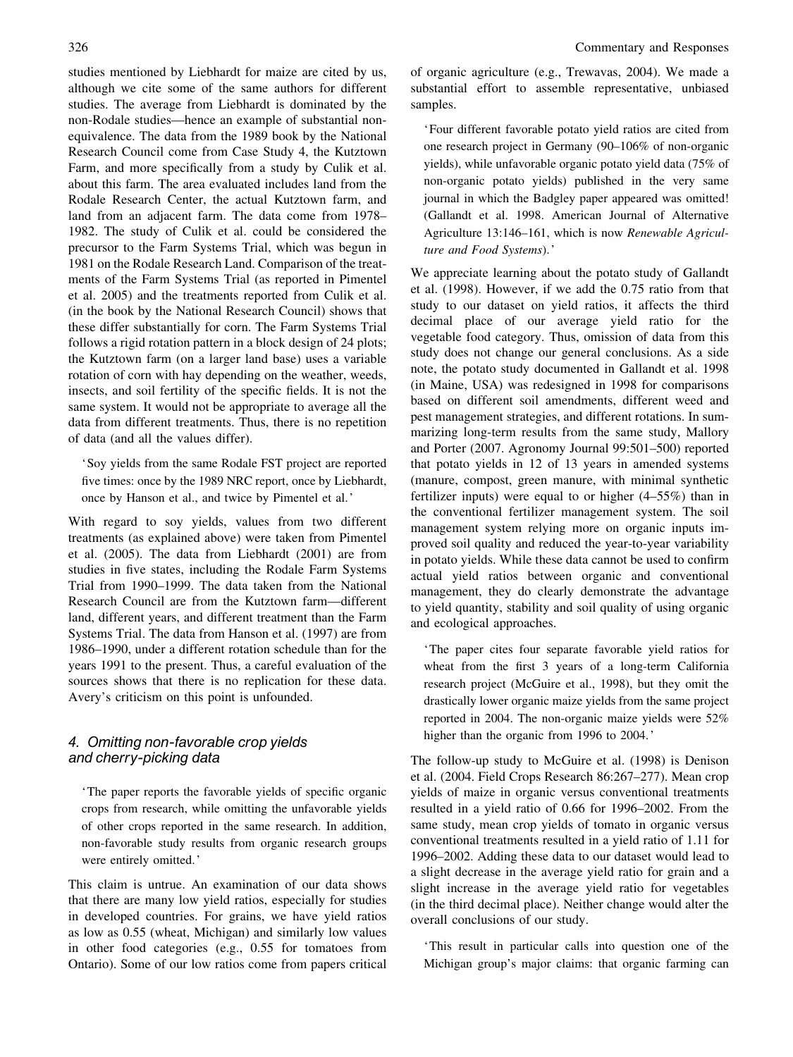studies mentioned by Liebhardt for maize are cited by us, although we cite some of the same authors for different studies. The average from Liebhardt is dominated by the non-Rodale studies—hence an example of substantial non-equivalence. The data from the 1989 book by the National Research Council come from Case Study 4, the Kutztown Farm, and more specifically from a study by Culik et al. about this farm. The area evaluated includes land from the Rodale Research Center, the actual Kutztown farm, and land from an adjacent farm. The data come from 1978–1982. The study of Culik et al. could be considered the precursor to the Farm Systems Trial, which was begun in 1981 on the Rodale Research Land. Comparison of the treatments of the Farm Systems Trial (as reported in Pimentel et al. 2005) and the treatments reported from Culik et al. (in the book by the National Research Council) shows that these differ substantially for corn. The Farm Systems Trial follows a rigid rotation pattern in a block design of 24 plots; the Kutztown farm (on a larger land base) uses a variable rotation of corn with hay depending on the weather, weeds, insects, and soil fertility of the specific fields. It is not the same system. It would not be appropriate to average all the data from different treatments. Thus, there is no repetition of data (and all the values differ).

> 'Soy yields from the same Rodale FST project are reported five times: once by the 1989 NRC report, once by Liebhardt, once by Hanson et al., and twice by Pimentel et al.'

With regard to soy yields, values from two different treatments (as explained above) were taken from Pimentel et al. (2005). The data from Liebhardt (2001) are from studies in five states, including the Rodale Farm Systems Trial from 1990–1999. The data taken from the National Research Council are from the Kutztown farm—different land, different years, and different treatment than the Farm Systems Trial. The data from Hanson et al. (1997) are from 1986–1990, under a different rotation schedule than for the years 1991 to the present. Thus, a careful evaluation of the sources shows that there is no replication for these data. Avery's criticism on this point is unfounded.

### 4. Omitting non-favorable crop yields and cherry-picking data

> 'The paper reports the favorable yields of specific organic crops from research, while omitting the unfavorable yields of other crops reported in the same research. In addition, non-favorable study results from organic research groups were entirely omitted.'

This claim is untrue. An examination of our data shows that there are many low yield ratios, especially for studies in developed countries. For grains, we have yield ratios as low as 0.55 (wheat, Michigan) and similarly low values in other food categories (e.g., 0.55 for tomatoes from Ontario). Some of our low ratios come from papers critical of organic agriculture (e.g., Trewavas, 2004). We made a substantial effort to assemble representative, unbiased samples.

> 'Four different favorable potato yield ratios are cited from one research project in Germany (90–106% of non-organic yields), while unfavorable organic potato yield data (75% of non-organic potato yields) published in the very same journal in which the Badgley paper appeared was omitted! (Gallandt et al. 1998. American Journal of Alternative Agriculture 13:146–161, which is now *Renewable Agriculture and Food Systems*).'

We appreciate learning about the potato study of Gallandt et al. (1998). However, if we add the 0.75 ratio from that study to our dataset on yield ratios, it affects the third decimal place of our average yield ratio for the vegetable food category. Thus, omission of data from this study does not change our general conclusions. As a side note, the potato study documented in Gallandt et al. 1998 (in Maine, USA) was redesigned in 1998 for comparisons based on different soil amendments, different weed and pest management strategies, and different rotations. In summarizing long-term results from the same study, Mallory and Porter (2007. Agronomy Journal 99:501–500) reported that potato yields in 12 of 13 years in amended systems (manure, compost, green manure, with minimal synthetic fertilizer inputs) were equal to or higher (4–55%) than in the conventional fertilizer management system. The soil management system relying more on organic inputs improved soil quality and reduced the year-to-year variability in potato yields. While these data cannot be used to confirm actual yield ratios between organic and conventional management, they do clearly demonstrate the advantage to yield quantity, stability and soil quality of using organic and ecological approaches.

> 'The paper cites four separate favorable yield ratios for wheat from the first 3 years of a long-term California research project (McGuire et al., 1998), but they omit the drastically lower organic maize yields from the same project reported in 2004. The non-organic maize yields were 52% higher than the organic from 1996 to 2004.'

The follow-up study to McGuire et al. (1998) is Denison et al. (2004. Field Crops Research 86:267–277). Mean crop yields of maize in organic versus conventional treatments resulted in a yield ratio of 0.66 for 1996–2002. From the same study, mean crop yields of tomato in organic versus conventional treatments resulted in a yield ratio of 1.11 for 1996–2002. Adding these data to our dataset would lead to a slight decrease in the average yield ratio for grain and a slight increase in the average yield ratio for vegetables (in the third decimal place). Neither change would alter the overall conclusions of our study.

> 'This result in particular calls into question one of the Michigan group's major claims: that organic farming can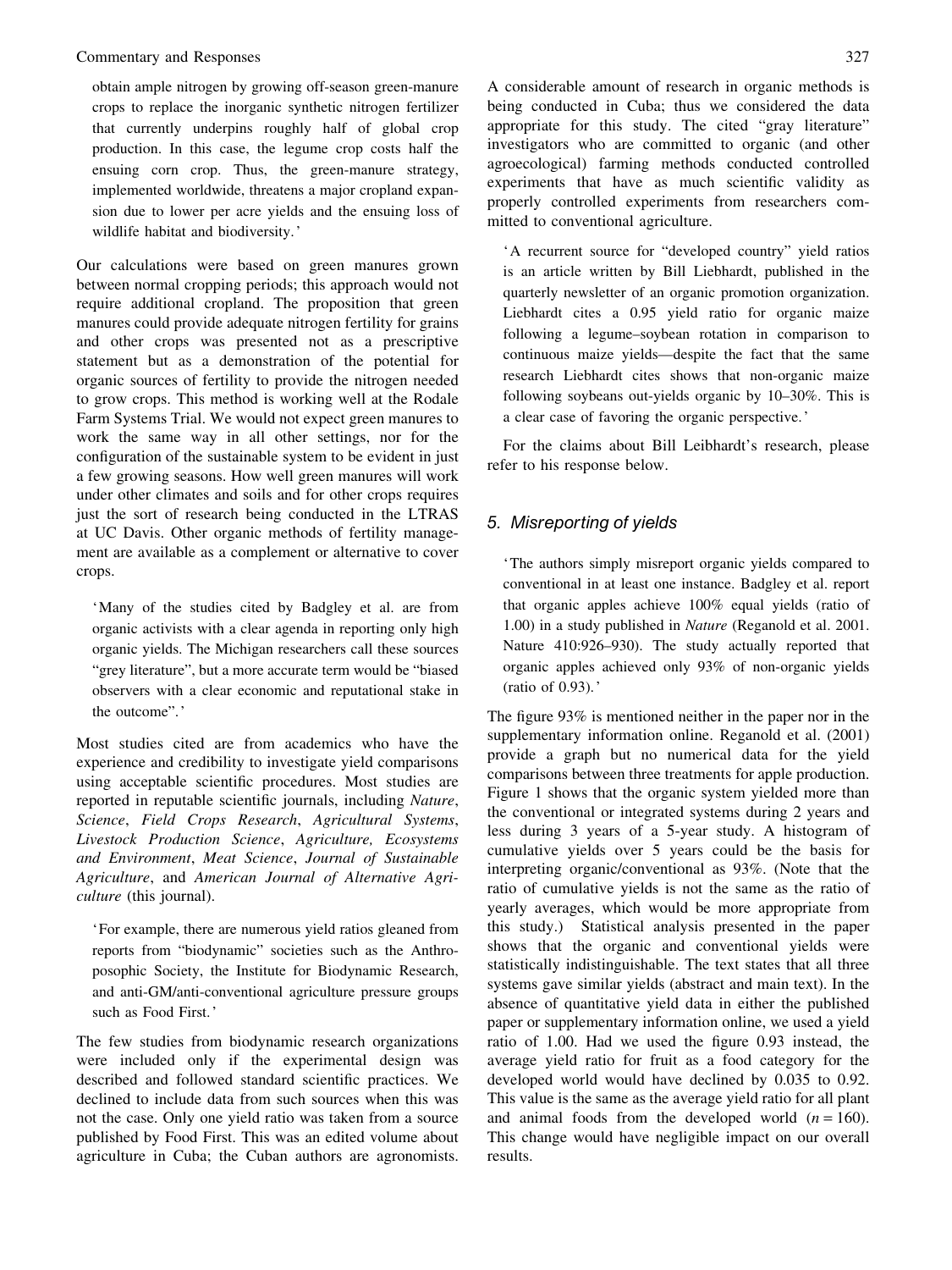obtain ample nitrogen by growing off-season green-manure crops to replace the inorganic synthetic nitrogen fertilizer that currently underpins roughly half of global crop production. In this case, the legume crop costs half the ensuing corn crop. Thus, the green-manure strategy, implemented worldwide, threatens a major cropland expansion due to lower per acre yields and the ensuing loss of wildlife habitat and biodiversity.'

Our calculations were based on green manures grown between normal cropping periods; this approach would not require additional cropland. The proposition that green manures could provide adequate nitrogen fertility for grains and other crops was presented not as a prescriptive statement but as a demonstration of the potential for organic sources of fertility to provide the nitrogen needed to grow crops. This method is working well at the Rodale Farm Systems Trial. We would not expect green manures to work the same way in all other settings, nor for the configuration of the sustainable system to be evident in just a few growing seasons. How well green manures will work under other climates and soils and for other crops requires just the sort of research being conducted in the LTRAS at UC Davis. Other organic methods of fertility management are available as a complement or alternative to cover crops.

> 'Many of the studies cited by Badgley et al. are from organic activists with a clear agenda in reporting only high organic yields. The Michigan researchers call these sources "grey literature", but a more accurate term would be "biased observers with a clear economic and reputational stake in the outcome".'

Most studies cited are from academics who have the experience and credibility to investigate yield comparisons using acceptable scientific procedures. Most studies are reported in reputable scientific journals, including *Nature*, *Science*, *Field Crops Research*, *Agricultural Systems*, *Livestock Production Science*, *Agriculture, Ecosystems and Environment*, *Meat Science*, *Journal of Sustainable Agriculture*, and *American Journal of Alternative Agriculture* (this journal).

> 'For example, there are numerous yield ratios gleaned from reports from "biodynamic" societies such as the Anthroposophic Society, the Institute for Biodynamic Research, and anti-GM/anti-conventional agriculture pressure groups such as Food First.'

The few studies from biodynamic research organizations were included only if the experimental design was described and followed standard scientific practices. We declined to include data from such sources when this was not the case. Only one yield ratio was taken from a source published by Food First. This was an edited volume about agriculture in Cuba; the Cuban authors are agronomists. A considerable amount of research in organic methods is being conducted in Cuba; thus we considered the data appropriate for this study. The cited "gray literature" investigators who are committed to organic (and other agroecological) farming methods conducted controlled experiments that have as much scientific validity as properly controlled experiments from researchers committed to conventional agriculture.

> 'A recurrent source for "developed country" yield ratios is an article written by Bill Liebhardt, published in the quarterly newsletter of an organic promotion organization. Liebhardt cites a 0.95 yield ratio for organic maize following a legume–soybean rotation in comparison to continuous maize yields—despite the fact that the same research Liebhardt cites shows that non-organic maize following soybeans out-yields organic by 10–30%. This is a clear case of favoring the organic perspective.'

For the claims about Bill Leibhardt's research, please refer to his response below.

## 5. Misreporting of yields

> 'The authors simply misreport organic yields compared to conventional in at least one instance. Badgley et al. report that organic apples achieve 100% equal yields (ratio of 1.00) in a study published in *Nature* (Reganold et al. 2001. Nature 410:926–930). The study actually reported that organic apples achieved only 93% of non-organic yields (ratio of 0.93).'

The figure 93% is mentioned neither in the paper nor in the supplementary information online. Reganold et al. (2001) provide a graph but no numerical data for the yield comparisons between three treatments for apple production. Figure 1 shows that the organic system yielded more than the conventional or integrated systems during 2 years and less during 3 years of a 5-year study. A histogram of cumulative yields over 5 years could be the basis for interpreting organic/conventional as 93%. (Note that the ratio of cumulative yields is not the same as the ratio of yearly averages, which would be more appropriate from this study.) Statistical analysis presented in the paper shows that the organic and conventional yields were statistically indistinguishable. The text states that all three systems gave similar yields (abstract and main text). In the absence of quantitative yield data in either the published paper or supplementary information online, we used a yield ratio of 1.00. Had we used the figure 0.93 instead, the average yield ratio for fruit as a food category for the developed world would have declined by 0.035 to 0.92. This value is the same as the average yield ratio for all plant and animal foods from the developed world ($n = 160$). This change would have negligible impact on our overall results.